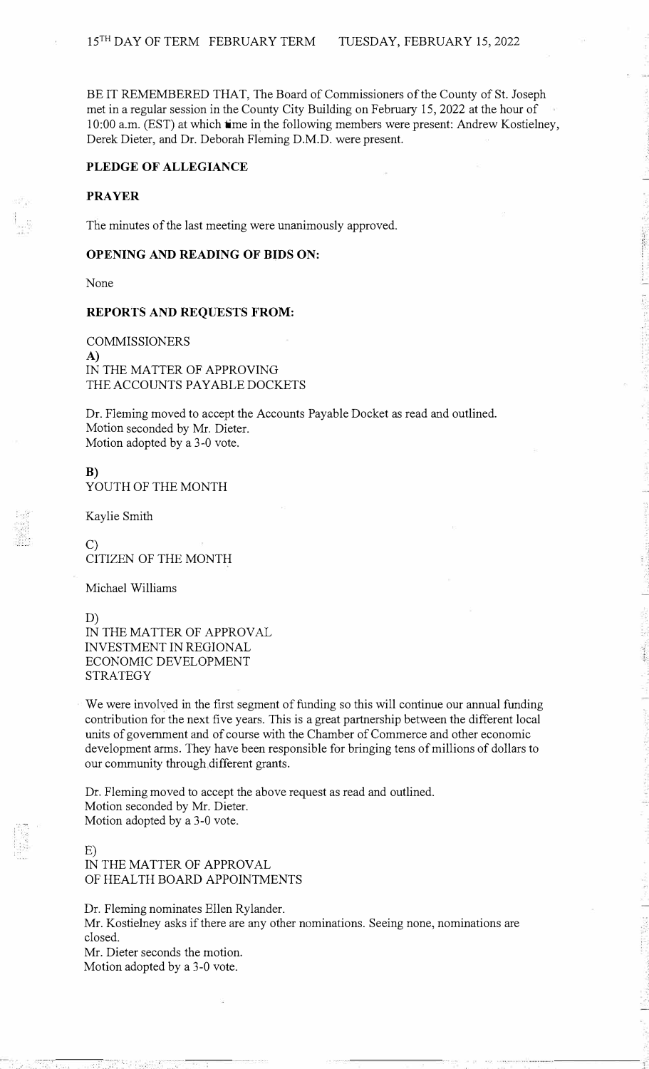15TH DAY OF TERM FEBRUARY TERM TUESDAY, FEBRUARY 15, 2022

BE IT REMEMBERED THAT, The Board of Commissioners of the County of St. Joseph met in a regular session in the County City Building on February 15, 2022 at the hour of 10:00 a.m. (EST) at which time in the following members were present: Andrew Kostielney, Derek Dieter, and Dr. Deborah Fleming D.M.D. were present.

**PLEDGE OF ALLEGIANCE**

**PRAYER**

The minutes of the last meeting were unanimously approved.

**OPENING AND READING OF BIDS ON:**

None

**REPORTS AND REQUESTS FROM:**

COMMISSIONERS

**A)**
IN THE MATTER OF APPROVING
THE ACCOUNTS PAYABLE DOCKETS

Dr. Fleming moved to accept the Accounts Payable Docket as read and outlined.
Motion seconded by Mr. Dieter.
Motion adopted by a 3-0 vote.

**B)**
YOUTH OF THE MONTH

Kaylie Smith

C)
CITIZEN OF THE MONTH

Michael Williams

D)
IN THE MATTER OF APPROVAL
INVESTMENT IN REGIONAL
ECONOMIC DEVELOPMENT
STRATEGY

We were involved in the first segment of funding so this will continue our annual funding contribution for the next five years. This is a great partnership between the different local units of government and of course with the Chamber of Commerce and other economic development arms. They have been responsible for bringing tens of millions of dollars to our community through different grants.

Dr. Fleming moved to accept the above request as read and outlined.
Motion seconded by Mr. Dieter.
Motion adopted by a 3-0 vote.

E)
IN THE MATTER OF APPROVAL
OF HEALTH BOARD APPOINTMENTS

Dr. Fleming nominates Ellen Rylander.
Mr. Kostielney asks if there are any other nominations. Seeing none, nominations are closed.
Mr. Dieter seconds the motion.
Motion adopted by a 3-0 vote.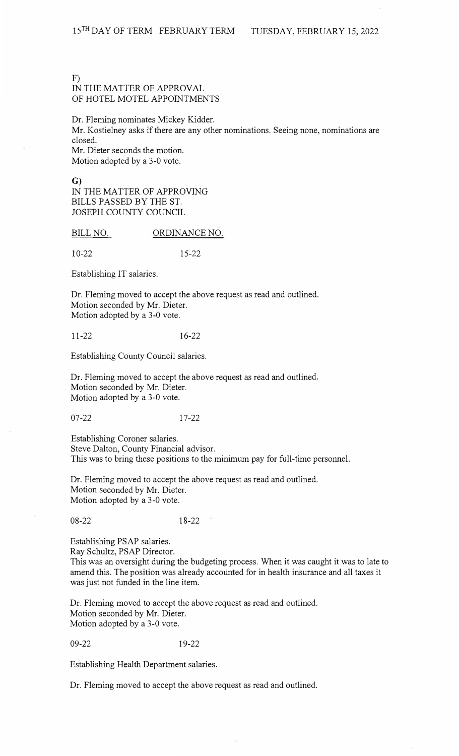F)
IN THE MATTER OF APPROVAL
OF HOTEL MOTEL APPOINTMENTS

Dr. Fleming nominates Mickey Kidder.
Mr. Kostielney asks if there are any other nominations. Seeing none, nominations are closed.
Mr. Dieter seconds the motion.
Motion adopted by a 3-0 vote.

**G)**
IN THE MATTER OF APPROVING
BILLS PASSED BY THE ST.
JOSEPH COUNTY COUNCIL

BILL NO. ORDINANCE NO.

10-22 15-22

Establishing IT salaries.

Dr. Fleming moved to accept the above request as read and outlined.
Motion seconded by Mr. Dieter.
Motion adopted by a 3-0 vote.

11-22 16-22

Establishing County Council salaries.

Dr. Fleming moved to accept the above request as read and outlined.
Motion seconded by Mr. Dieter.
Motion adopted by a 3-0 vote.

07-22 17-22

Establishing Coroner salaries.
Steve Dalton, County Financial advisor.
This was to bring these positions to the minimum pay for full-time personnel.

Dr. Fleming moved to accept the above request as read and outlined.
Motion seconded by Mr. Dieter.
Motion adopted by a 3-0 vote.

08-22 18-22

Establishing PSAP salaries.
Ray Schultz, PSAP Director.
This was an oversight during the budgeting process. When it was caught it was to late to amend this. The position was already accounted for in health insurance and all taxes it was just not funded in the line item.

Dr. Fleming moved to accept the above request as read and outlined.
Motion seconded by Mr. Dieter.
Motion adopted by a 3-0 vote.

09-22 19-22

Establishing Health Department salaries.

Dr. Fleming moved to accept the above request as read and outlined.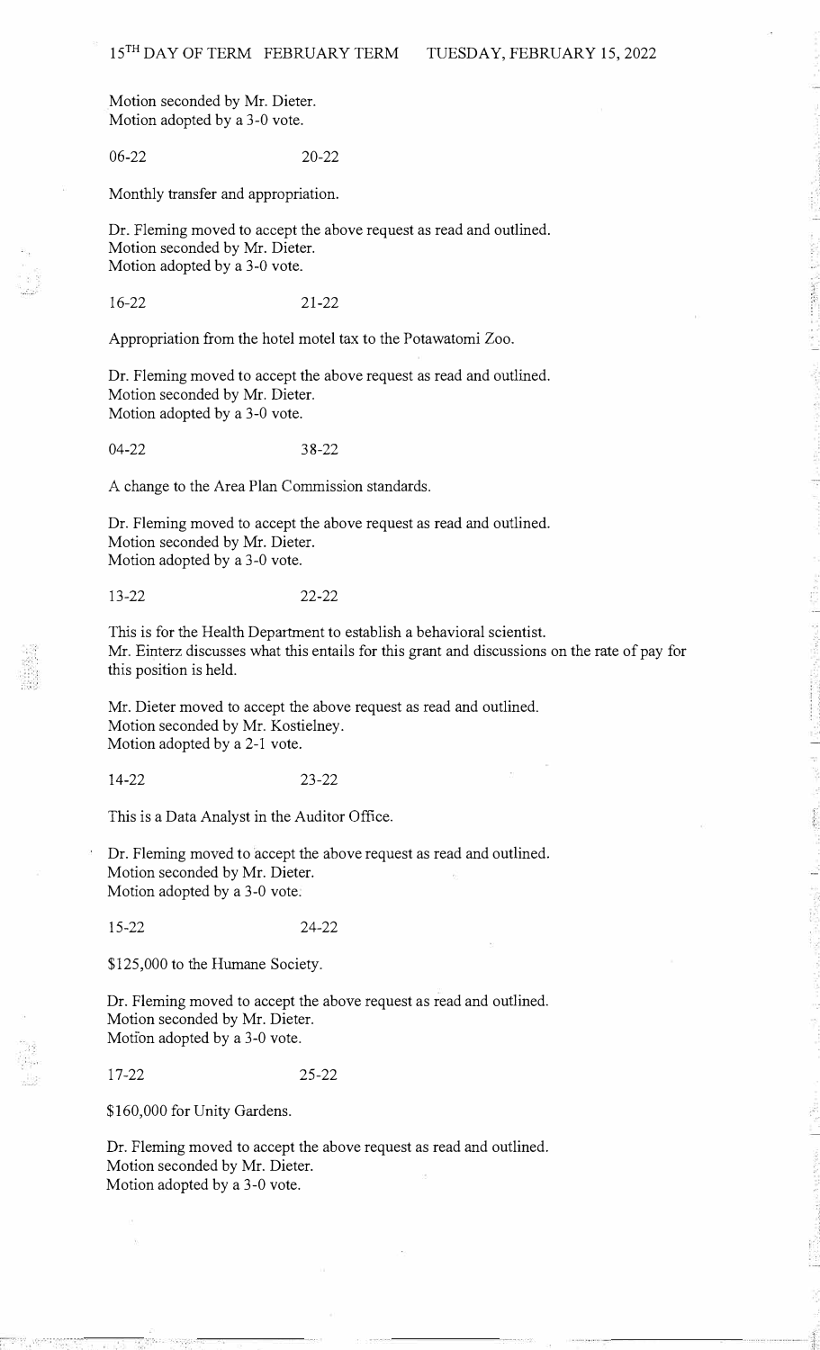Motion seconded by Mr. Dieter.
Motion adopted by a 3-0 vote.

06-22 20-22

Monthly transfer and appropriation.

Dr. Fleming moved to accept the above request as read and outlined.
Motion seconded by Mr. Dieter.
Motion adopted by a 3-0 vote.

16-22 21-22

Appropriation from the hotel motel tax to the Potawatomi Zoo.

Dr. Fleming moved to accept the above request as read and outlined.
Motion seconded by Mr. Dieter.
Motion adopted by a 3-0 vote.

04-22 38-22

A change to the Area Plan Commission standards.

Dr. Fleming moved to accept the above request as read and outlined.
Motion seconded by Mr. Dieter.
Motion adopted by a 3-0 vote.

13-22 22-22

This is for the Health Department to establish a behavioral scientist.
Mr. Einterz discusses what this entails for this grant and discussions on the rate of pay for this position is held.

Mr. Dieter moved to accept the above request as read and outlined.
Motion seconded by Mr. Kostielney.
Motion adopted by a 2-1 vote.

14-22 23-22

This is a Data Analyst in the Auditor Office.

Dr. Fleming moved to accept the above request as read and outlined.
Motion seconded by Mr. Dieter.
Motion adopted by a 3-0 vote.

15-22 24-22

$125,000 to the Humane Society.

Dr. Fleming moved to accept the above request as read and outlined.
Motion seconded by Mr. Dieter.
Motion adopted by a 3-0 vote.

17-22 25-22

$160,000 for Unity Gardens.

Dr. Fleming moved to accept the above request as read and outlined.
Motion seconded by Mr. Dieter.
Motion adopted by a 3-0 vote.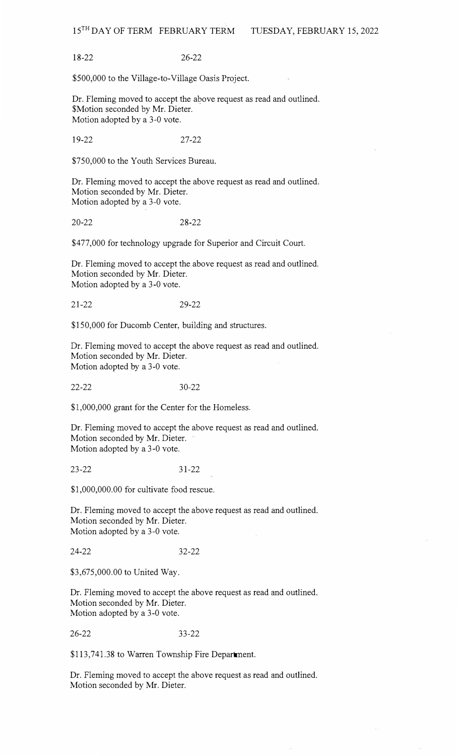18-22 26-22

$500,000 to the Village-to-Village Oasis Project.

Dr. Fleming moved to accept the above request as read and outlined.
$Motion seconded by Mr. Dieter.
Motion adopted by a 3-0 vote.

19-22 27-22

$750,000 to the Youth Services Bureau.

Dr. Fleming moved to accept the above request as read and outlined.
Motion seconded by Mr. Dieter.
Motion adopted by a 3-0 vote.

20-22 28-22

$477,000 for technology upgrade for Superior and Circuit Court.

Dr. Fleming moved to accept the above request as read and outlined.
Motion seconded by Mr. Dieter.
Motion adopted by a 3-0 vote.

21-22 29-22

$150,000 for Ducomb Center, building and structures.

Dr. Fleming moved to accept the above request as read and outlined.
Motion seconded by Mr. Dieter.
Motion adopted by a 3-0 vote.

22-22 30-22

$1,000,000 grant for the Center for the Homeless.

Dr. Fleming moved to accept the above request as read and outlined.
Motion seconded by Mr. Dieter.
Motion adopted by a 3-0 vote.

23-22 31-22

$1,000,000.00 for cultivate food rescue.

Dr. Fleming moved to accept the above request as read and outlined.
Motion seconded by Mr. Dieter.
Motion adopted by a 3-0 vote.

24-22 32-22

$3,675,000.00 to United Way.

Dr. Fleming moved to accept the above request as read and outlined.
Motion seconded by Mr. Dieter.
Motion adopted by a 3-0 vote.

26-22 33-22

$113,741.38 to Warren Township Fire Department.

Dr. Fleming moved to accept the above request as read and outlined.
Motion seconded by Mr. Dieter.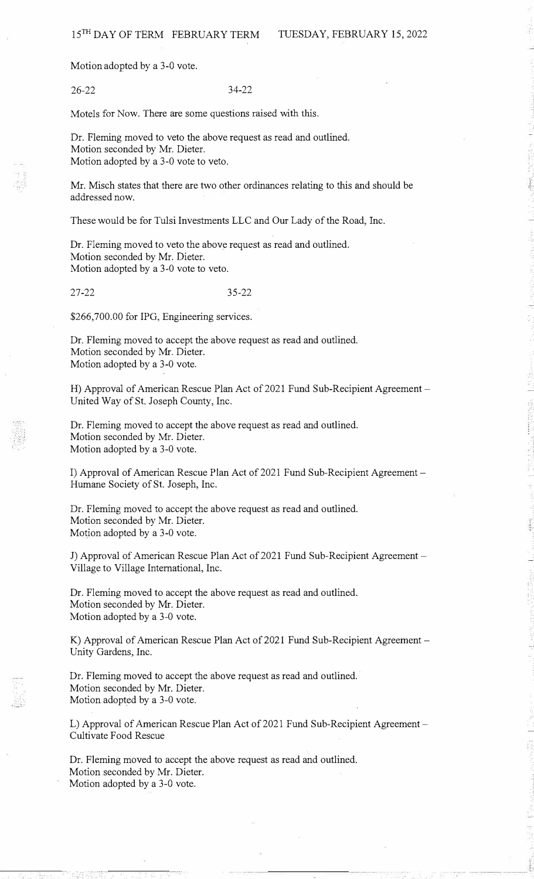Motion adopted by a 3-0 vote.

26-22 34-22

Motels for Now. There are some questions raised with this.

Dr. Fleming moved to veto the above request as read and outlined.
Motion seconded by Mr. Dieter.
Motion adopted by a 3-0 vote to veto.

Mr. Misch states that there are two other ordinances relating to this and should be addressed now.

These would be for Tulsi Investments LLC and Our Lady of the Road, Inc.

Dr. Fleming moved to veto the above request as read and outlined.
Motion seconded by Mr. Dieter.
Motion adopted by a 3-0 vote to veto.

27-22 35-22

$266,700.00 for IPG, Engineering services.

Dr. Fleming moved to accept the above request as read and outlined.
Motion seconded by Mr. Dieter.
Motion adopted by a 3-0 vote.

H) Approval of American Rescue Plan Act of 2021 Fund Sub-Recipient Agreement – United Way of St. Joseph County, Inc.

Dr. Fleming moved to accept the above request as read and outlined.
Motion seconded by Mr. Dieter.
Motion adopted by a 3-0 vote.

I) Approval of American Rescue Plan Act of 2021 Fund Sub-Recipient Agreement – Humane Society of St. Joseph, Inc.

Dr. Fleming moved to accept the above request as read and outlined.
Motion seconded by Mr. Dieter.
Motion adopted by a 3-0 vote.

J) Approval of American Rescue Plan Act of 2021 Fund Sub-Recipient Agreement – Village to Village International, Inc.

Dr. Fleming moved to accept the above request as read and outlined.
Motion seconded by Mr. Dieter.
Motion adopted by a 3-0 vote.

K) Approval of American Rescue Plan Act of 2021 Fund Sub-Recipient Agreement – Unity Gardens, Inc.

Dr. Fleming moved to accept the above request as read and outlined.
Motion seconded by Mr. Dieter.
Motion adopted by a 3-0 vote.

L) Approval of American Rescue Plan Act of 2021 Fund Sub-Recipient Agreement – Cultivate Food Rescue

Dr. Fleming moved to accept the above request as read and outlined.
Motion seconded by Mr. Dieter.
Motion adopted by a 3-0 vote.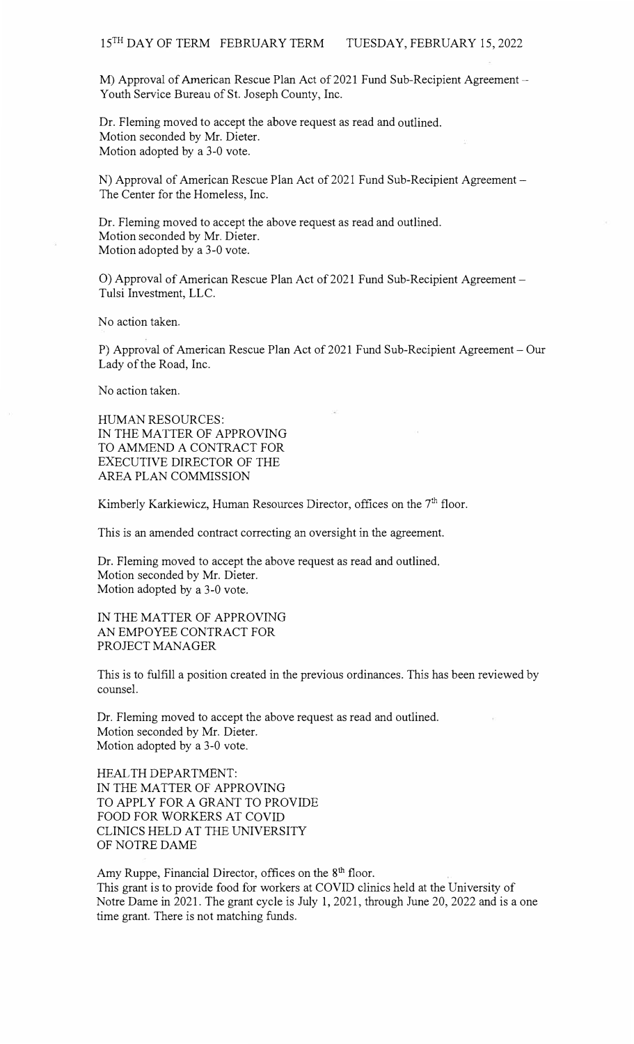M) Approval of American Rescue Plan Act of 2021 Fund Sub-Recipient Agreement – Youth Service Bureau of St. Joseph County, Inc.

Dr. Fleming moved to accept the above request as read and outlined.
Motion seconded by Mr. Dieter.
Motion adopted by a 3-0 vote.

N) Approval of American Rescue Plan Act of 2021 Fund Sub-Recipient Agreement – The Center for the Homeless, Inc.

Dr. Fleming moved to accept the above request as read and outlined.
Motion seconded by Mr. Dieter.
Motion adopted by a 3-0 vote.

O) Approval of American Rescue Plan Act of 2021 Fund Sub-Recipient Agreement – Tulsi Investment, LLC.

No action taken.

P) Approval of American Rescue Plan Act of 2021 Fund Sub-Recipient Agreement – Our Lady of the Road, Inc.

No action taken.

HUMAN RESOURCES:
IN THE MATTER OF APPROVING
TO AMMEND A CONTRACT FOR
EXECUTIVE DIRECTOR OF THE
AREA PLAN COMMISSION

Kimberly Karkiewicz, Human Resources Director, offices on the 7th floor.

This is an amended contract correcting an oversight in the agreement.

Dr. Fleming moved to accept the above request as read and outlined.
Motion seconded by Mr. Dieter.
Motion adopted by a 3-0 vote.

IN THE MATTER OF APPROVING
AN EMPOYEE CONTRACT FOR
PROJECT MANAGER

This is to fulfill a position created in the previous ordinances. This has been reviewed by counsel.

Dr. Fleming moved to accept the above request as read and outlined.
Motion seconded by Mr. Dieter.
Motion adopted by a 3-0 vote.

HEALTH DEPARTMENT:
IN THE MATTER OF APPROVING
TO APPLY FOR A GRANT TO PROVIDE
FOOD FOR WORKERS AT COVID
CLINICS HELD AT THE UNIVERSITY
OF NOTRE DAME

Amy Ruppe, Financial Director, offices on the 8th floor.
This grant is to provide food for workers at COVID clinics held at the University of Notre Dame in 2021. The grant cycle is July 1, 2021, through June 20, 2022 and is a one time grant. There is not matching funds.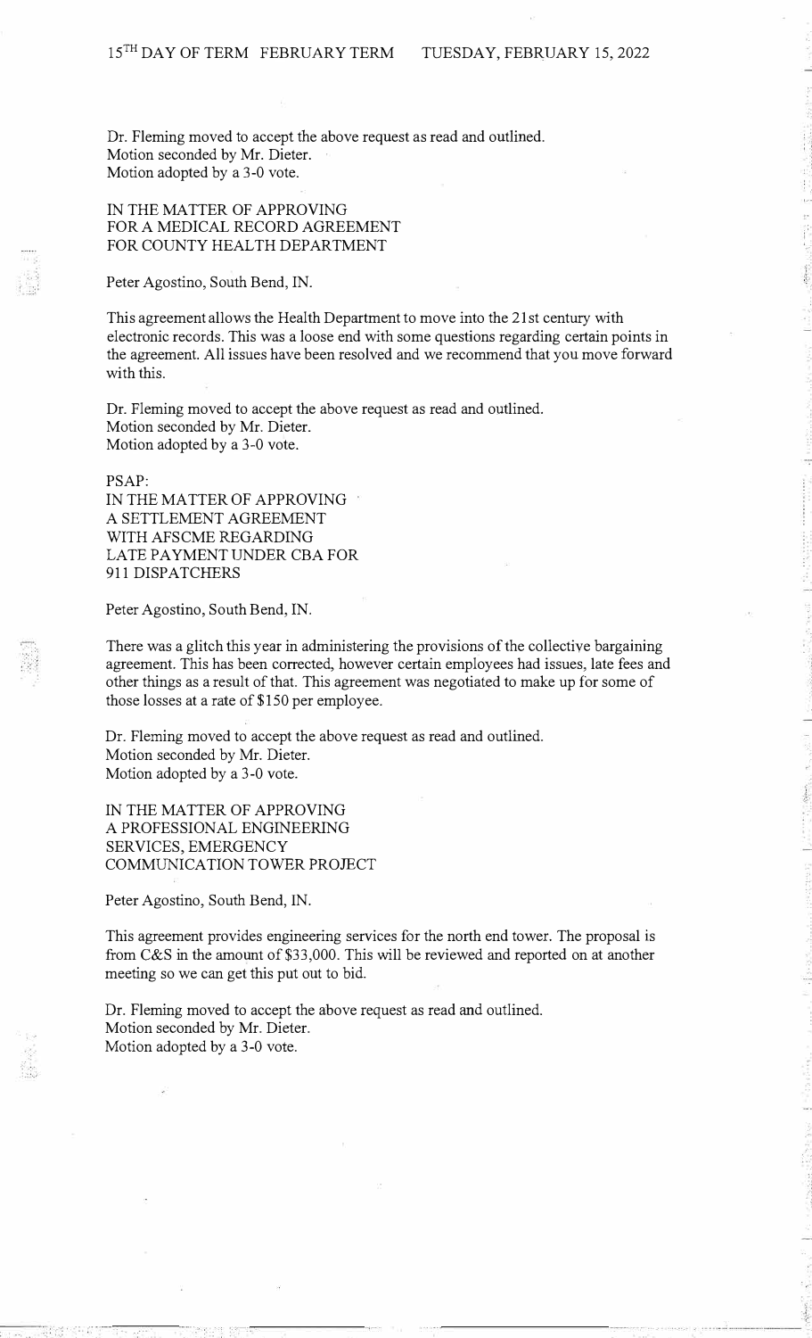Dr. Fleming moved to accept the above request as read and outlined.
Motion seconded by Mr. Dieter.
Motion adopted by a 3-0 vote.

IN THE MATTER OF APPROVING
FOR A MEDICAL RECORD AGREEMENT
FOR COUNTY HEALTH DEPARTMENT

Peter Agostino, South Bend, IN.

This agreement allows the Health Department to move into the 21st century with electronic records. This was a loose end with some questions regarding certain points in the agreement. All issues have been resolved and we recommend that you move forward with this.

Dr. Fleming moved to accept the above request as read and outlined.
Motion seconded by Mr. Dieter.
Motion adopted by a 3-0 vote.

PSAP:
IN THE MATTER OF APPROVING
A SETTLEMENT AGREEMENT
WITH AFSCME REGARDING
LATE PAYMENT UNDER CBA FOR
911 DISPATCHERS

Peter Agostino, South Bend, IN.

There was a glitch this year in administering the provisions of the collective bargaining agreement. This has been corrected, however certain employees had issues, late fees and other things as a result of that. This agreement was negotiated to make up for some of those losses at a rate of $150 per employee.

Dr. Fleming moved to accept the above request as read and outlined.
Motion seconded by Mr. Dieter.
Motion adopted by a 3-0 vote.

IN THE MATTER OF APPROVING
A PROFESSIONAL ENGINEERING
SERVICES, EMERGENCY
COMMUNICATION TOWER PROJECT

Peter Agostino, South Bend, IN.

This agreement provides engineering services for the north end tower. The proposal is from C&S in the amount of $33,000. This will be reviewed and reported on at another meeting so we can get this put out to bid.

Dr. Fleming moved to accept the above request as read and outlined.
Motion seconded by Mr. Dieter.
Motion adopted by a 3-0 vote.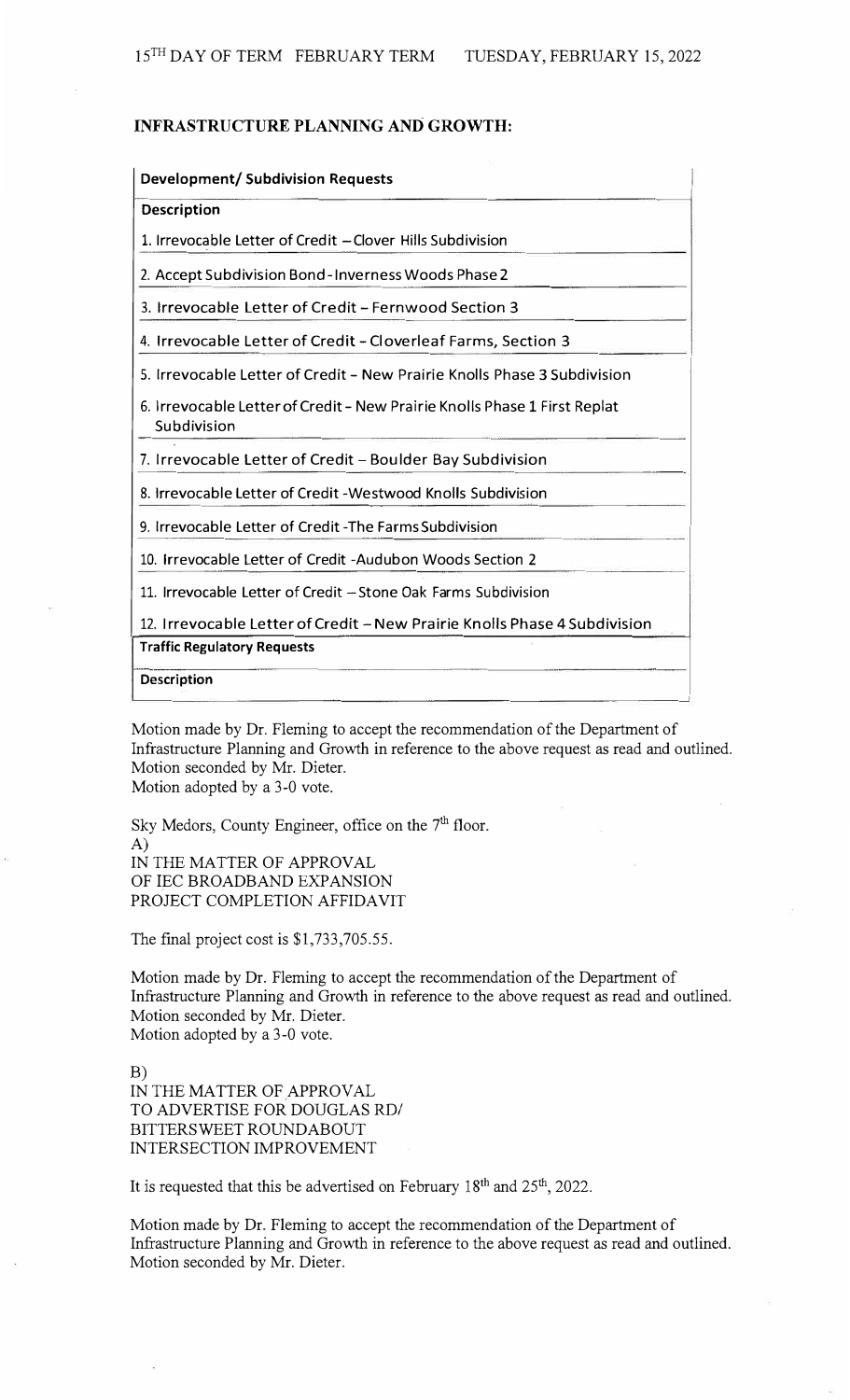## INFRASTRUCTURE PLANNING AND GROWTH:

| Development/ Subdivision Requests |
|---|
| **Description** |
| 1. Irrevocable Letter of Credit – Clover Hills Subdivision |
| 2. Accept Subdivision Bond - Inverness Woods Phase 2 |
| 3. Irrevocable Letter of Credit – Fernwood Section 3 |
| 4. Irrevocable Letter of Credit - Cloverleaf Farms, Section 3 |
| 5. Irrevocable Letter of Credit - New Prairie Knolls Phase 3 Subdivision |
| 6. Irrevocable Letter of Credit - New Prairie Knolls Phase 1 First Replat Subdivision |
| 7. Irrevocable Letter of Credit – Boulder Bay Subdivision |
| 8. Irrevocable Letter of Credit -Westwood Knolls Subdivision |
| 9. Irrevocable Letter of Credit -The Farms Subdivision |
| 10. Irrevocable Letter of Credit -Audubon Woods Section 2 |
| 11. Irrevocable Letter of Credit – Stone Oak Farms Subdivision |
| 12. Irrevocable Letter of Credit – New Prairie Knolls Phase 4 Subdivision |
| **Traffic Regulatory Requests** |
| **Description** |

Motion made by Dr. Fleming to accept the recommendation of the Department of Infrastructure Planning and Growth in reference to the above request as read and outlined. Motion seconded by Mr. Dieter.
Motion adopted by a 3-0 vote.

Sky Medors, County Engineer, office on the 7th floor.

A)
IN THE MATTER OF APPROVAL
OF IEC BROADBAND EXPANSION
PROJECT COMPLETION AFFIDAVIT

The final project cost is $1,733,705.55.

Motion made by Dr. Fleming to accept the recommendation of the Department of Infrastructure Planning and Growth in reference to the above request as read and outlined. Motion seconded by Mr. Dieter.
Motion adopted by a 3-0 vote.

B)
IN THE MATTER OF APPROVAL
TO ADVERTISE FOR DOUGLAS RD/
BITTERSWEET ROUNDABOUT
INTERSECTION IMPROVEMENT

It is requested that this be advertised on February 18th and 25th, 2022.

Motion made by Dr. Fleming to accept the recommendation of the Department of Infrastructure Planning and Growth in reference to the above request as read and outlined. Motion seconded by Mr. Dieter.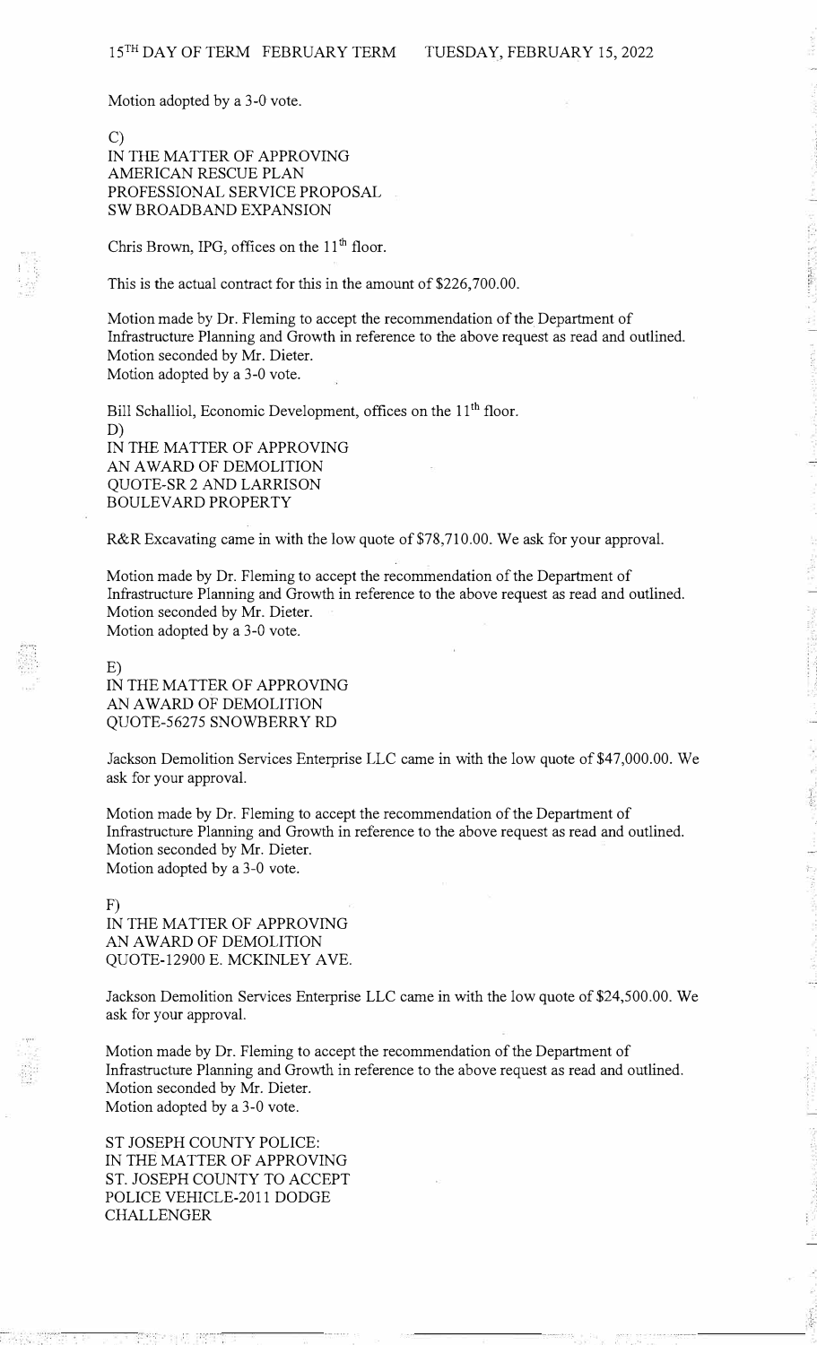Motion adopted by a 3-0 vote.

C)
IN THE MATTER OF APPROVING
AMERICAN RESCUE PLAN
PROFESSIONAL SERVICE PROPOSAL
SW BROADBAND EXPANSION

Chris Brown, IPG, offices on the 11th floor.

This is the actual contract for this in the amount of $226,700.00.

Motion made by Dr. Fleming to accept the recommendation of the Department of Infrastructure Planning and Growth in reference to the above request as read and outlined.
Motion seconded by Mr. Dieter.
Motion adopted by a 3-0 vote.

Bill Schalliol, Economic Development, offices on the 11th floor.

D)
IN THE MATTER OF APPROVING
AN AWARD OF DEMOLITION
QUOTE-SR 2 AND LARRISON
BOULEVARD PROPERTY

R&R Excavating came in with the low quote of $78,710.00. We ask for your approval.

Motion made by Dr. Fleming to accept the recommendation of the Department of Infrastructure Planning and Growth in reference to the above request as read and outlined.
Motion seconded by Mr. Dieter.
Motion adopted by a 3-0 vote.

E)
IN THE MATTER OF APPROVING
AN AWARD OF DEMOLITION
QUOTE-56275 SNOWBERRY RD

Jackson Demolition Services Enterprise LLC came in with the low quote of $47,000.00. We ask for your approval.

Motion made by Dr. Fleming to accept the recommendation of the Department of Infrastructure Planning and Growth in reference to the above request as read and outlined.
Motion seconded by Mr. Dieter.
Motion adopted by a 3-0 vote.

F)
IN THE MATTER OF APPROVING
AN AWARD OF DEMOLITION
QUOTE-12900 E. MCKINLEY AVE.

Jackson Demolition Services Enterprise LLC came in with the low quote of $24,500.00. We ask for your approval.

Motion made by Dr. Fleming to accept the recommendation of the Department of Infrastructure Planning and Growth in reference to the above request as read and outlined.
Motion seconded by Mr. Dieter.
Motion adopted by a 3-0 vote.

ST JOSEPH COUNTY POLICE:
IN THE MATTER OF APPROVING
ST. JOSEPH COUNTY TO ACCEPT
POLICE VEHICLE-2011 DODGE
CHALLENGER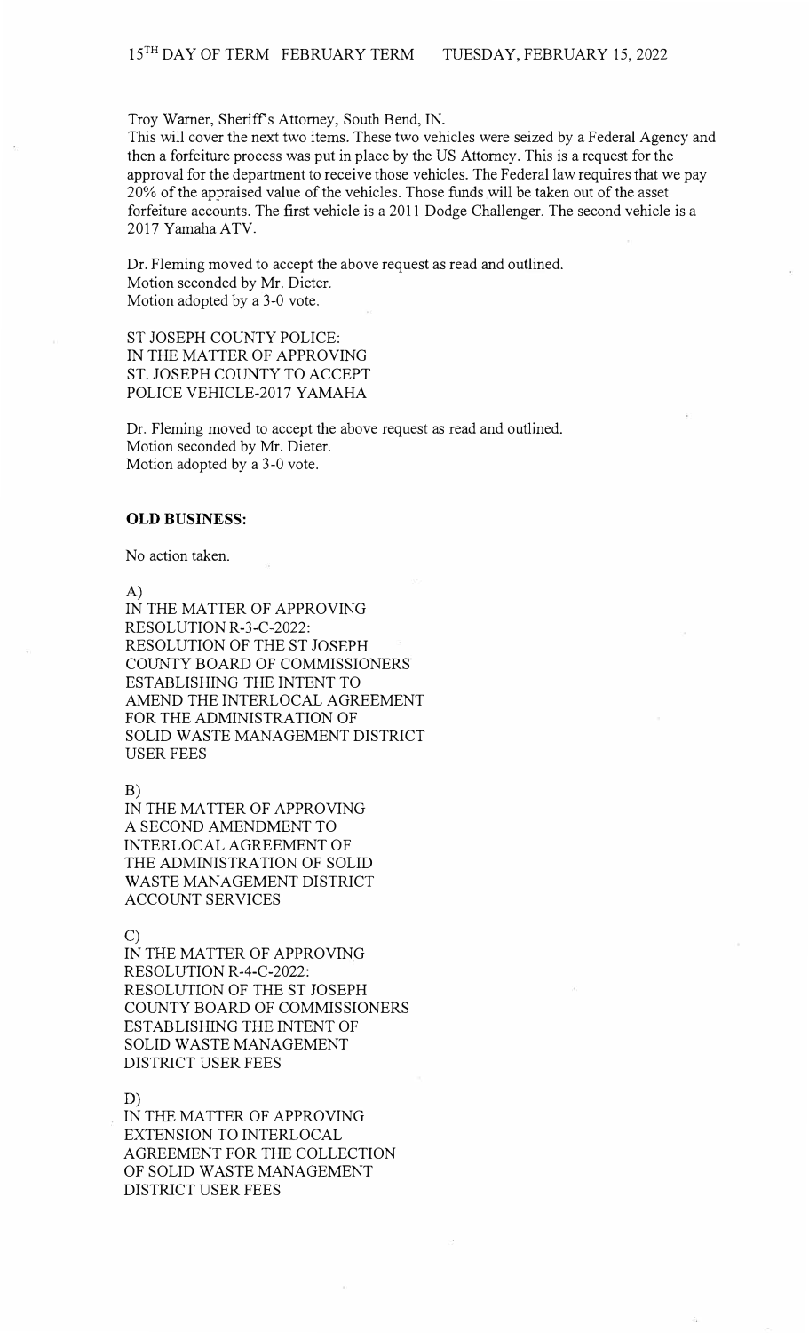Troy Warner, Sheriff's Attorney, South Bend, IN.
This will cover the next two items. These two vehicles were seized by a Federal Agency and then a forfeiture process was put in place by the US Attorney. This is a request for the approval for the department to receive those vehicles. The Federal law requires that we pay 20% of the appraised value of the vehicles. Those funds will be taken out of the asset forfeiture accounts. The first vehicle is a 2011 Dodge Challenger. The second vehicle is a 2017 Yamaha ATV.

Dr. Fleming moved to accept the above request as read and outlined.
Motion seconded by Mr. Dieter.
Motion adopted by a 3-0 vote.

ST JOSEPH COUNTY POLICE:
IN THE MATTER OF APPROVING
ST. JOSEPH COUNTY TO ACCEPT
POLICE VEHICLE-2017 YAMAHA

Dr. Fleming moved to accept the above request as read and outlined.
Motion seconded by Mr. Dieter.
Motion adopted by a 3-0 vote.

**OLD BUSINESS:**

No action taken.

A)
IN THE MATTER OF APPROVING
RESOLUTION R-3-C-2022:
RESOLUTION OF THE ST JOSEPH
COUNTY BOARD OF COMMISSIONERS
ESTABLISHING THE INTENT TO
AMEND THE INTERLOCAL AGREEMENT
FOR THE ADMINISTRATION OF
SOLID WASTE MANAGEMENT DISTRICT
USER FEES

B)
IN THE MATTER OF APPROVING
A SECOND AMENDMENT TO
INTERLOCAL AGREEMENT OF
THE ADMINISTRATION OF SOLID
WASTE MANAGEMENT DISTRICT
ACCOUNT SERVICES

C)
IN THE MATTER OF APPROVING
RESOLUTION R-4-C-2022:
RESOLUTION OF THE ST JOSEPH
COUNTY BOARD OF COMMISSIONERS
ESTABLISHING THE INTENT OF
SOLID WASTE MANAGEMENT
DISTRICT USER FEES

D)
IN THE MATTER OF APPROVING
EXTENSION TO INTERLOCAL
AGREEMENT FOR THE COLLECTION
OF SOLID WASTE MANAGEMENT
DISTRICT USER FEES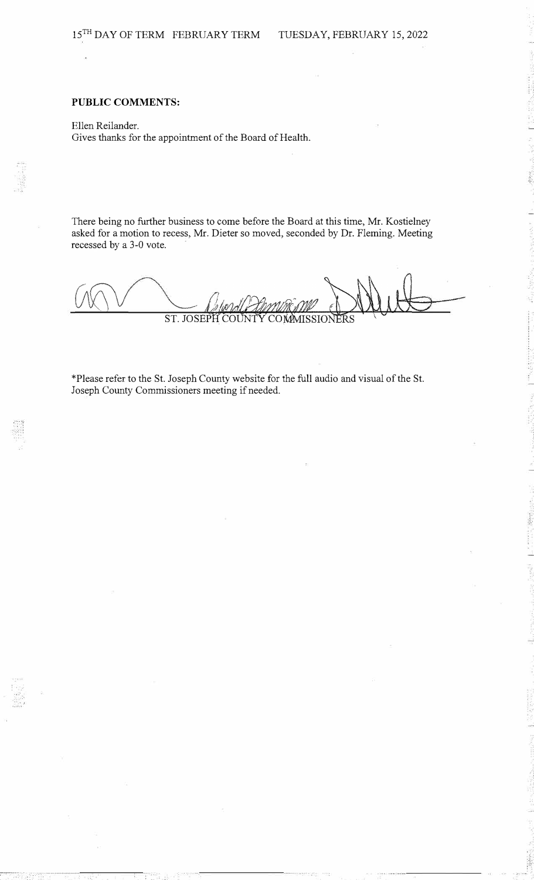**PUBLIC COMMENTS:**

Ellen Reilander.
Gives thanks for the appointment of the Board of Health.

There being no further business to come before the Board at this time, Mr. Kostielney asked for a motion to recess, Mr. Dieter so moved, seconded by Dr. Fleming. Meeting recessed by a 3-0 vote.

ST. JOSEPH COUNTY COMMISSIONERS

*Please refer to the St. Joseph County website for the full audio and visual of the St. Joseph County Commissioners meeting if needed.